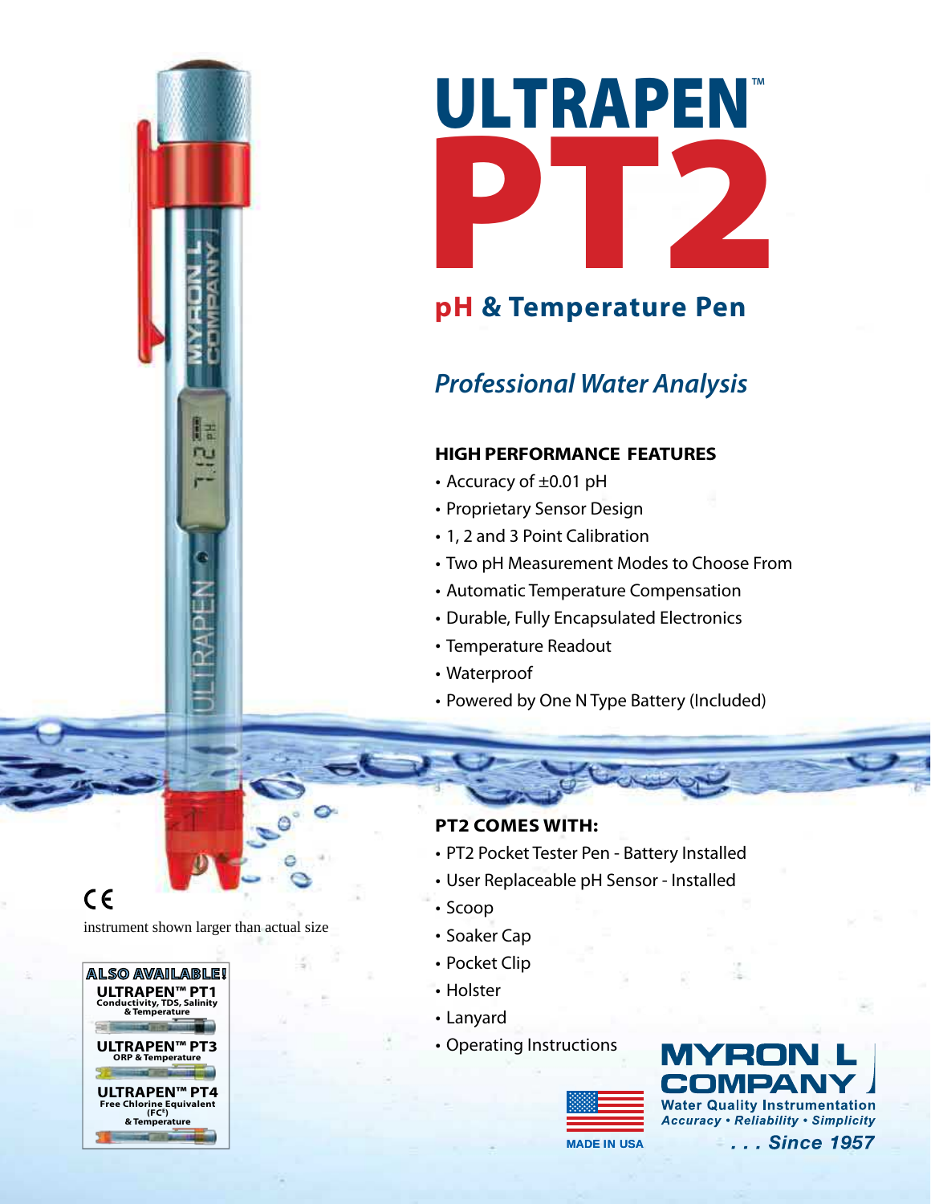# ULTRAPEN™ PT2

## pH & Temperature Pen

### *Professional Water Analysis*

**HIGH PERFORMANCE FEATURES**

- Accuracy of ±0.01 pH
- Proprietary Sensor Design
- 1, 2 and 3 Point Calibration
- Two pH Measurement Modes to Choose From
- Automatic Temperature Compensation
- Durable, Fully Encapsulated Electronics
- Temperature Readout
- Waterproof
- Powered by One N Type Battery (Included)

**PT2 COMES WITH:**

- PT2 Pocket Tester Pen - Battery Installed
- User Replaceable pH Sensor - Installed
- Scoop
- Soaker Cap
- Pocket Clip
- Holster
- Lanyard
- Operating Instructions

CE

instrument shown larger than actual size

**ALSO AVAILABLE!**

**ULTRAPEN™ PT1**
Conductivity, TDS, Salinity & Temperature

**ULTRAPEN™ PT3**
ORP & Temperature

**ULTRAPEN™ PT4**
Free Chlorine Equivalent (FCE) & Temperature

MADE IN USA

**MYRON L COMPANY**
Water Quality Instrumentation
*Accuracy • Reliability • Simplicity*
*. . . Since 1957*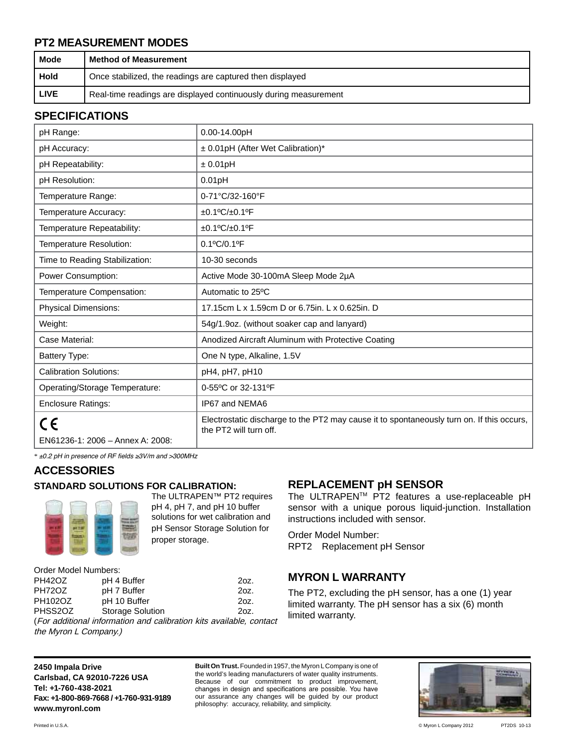## PT2 MEASUREMENT MODES

| Mode | Method of Measurement |
|---|---|
| Hold | Once stabilized, the readings are captured then displayed |
| LIVE | Real-time readings are displayed continuously during measurement |

## SPECIFICATIONS

| | |
|---|---|
| pH Range: | 0.00-14.00pH |
| pH Accuracy: | ± 0.01pH (After Wet Calibration)* |
| pH Repeatability: | ± 0.01pH |
| pH Resolution: | 0.01pH |
| Temperature Range: | 0-71°C/32-160°F |
| Temperature Accuracy: | ±0.1ºC/±0.1ºF |
| Temperature Repeatability: | ±0.1ºC/±0.1ºF |
| Temperature Resolution: | 0.1ºC/0.1ºF |
| Time to Reading Stabilization: | 10-30 seconds |
| Power Consumption: | Active Mode 30-100mA Sleep Mode 2µA |
| Temperature Compensation: | Automatic to 25ºC |
| Physical Dimensions: | 17.15cm L x 1.59cm D or 6.75in. L x 0.625in. D |
| Weight: | 54g/1.9oz. (without soaker cap and lanyard) |
| Case Material: | Anodized Aircraft Aluminum with Protective Coating |
| Battery Type: | One N type, Alkaline, 1.5V |
| Calibration Solutions: | pH4, pH7, pH10 |
| Operating/Storage Temperature: | 0-55ºC or 32-131ºF |
| Enclosure Ratings: | IP67 and NEMA6 |
| CE EN61236-1: 2006 – Annex A: 2008: | Electrostatic discharge to the PT2 may cause it to spontaneously turn on. If this occurs, the PT2 will turn off. |

*\* ±0.2 pH in presence of RF fields ≥3V/m and >300MHz*

## ACCESSORIES

### STANDARD SOLUTIONS FOR CALIBRATION:

The ULTRAPEN™ PT2 requires pH 4, pH 7, and pH 10 buffer solutions for wet calibration and pH Sensor Storage Solution for proper storage.

Order Model Numbers:

| | | |
|---|---|---|
| PH42OZ | pH 4 Buffer | 2oz. |
| PH72OZ | pH 7 Buffer | 2oz. |
| PH102OZ | pH 10 Buffer | 2oz. |
| PHSS2OZ | Storage Solution | 2oz. |

(*For additional information and calibration kits available, contact the Myron L Company.)*

## REPLACEMENT pH SENSOR

The ULTRAPEN™ PT2 features a use-replaceable pH sensor with a unique porous liquid-junction. Installation instructions included with sensor.

Order Model Number:
RPT2 Replacement pH Sensor

## MYRON L WARRANTY

The PT2, excluding the pH sensor, has a one (1) year limited warranty. The pH sensor has a six (6) month limited warranty.

**2450 Impala Drive**
**Carlsbad, CA 92010-7226 USA**
**Tel: +1-760-438-2021**
**Fax: +1-800-869-7668 / +1-760-931-9189**
**www.myronl.com**

**Built On Trust.** Founded in 1957, the Myron L Company is one of the world's leading manufacturers of water quality instruments. Because of our commitment to product improvement, changes in design and specifications are possible. You have our assurance any changes will be guided by our product philosophy: accuracy, reliability, and simplicity.

Printed in U.S.A. © Myron L Company 2012 PT2DS 10-13